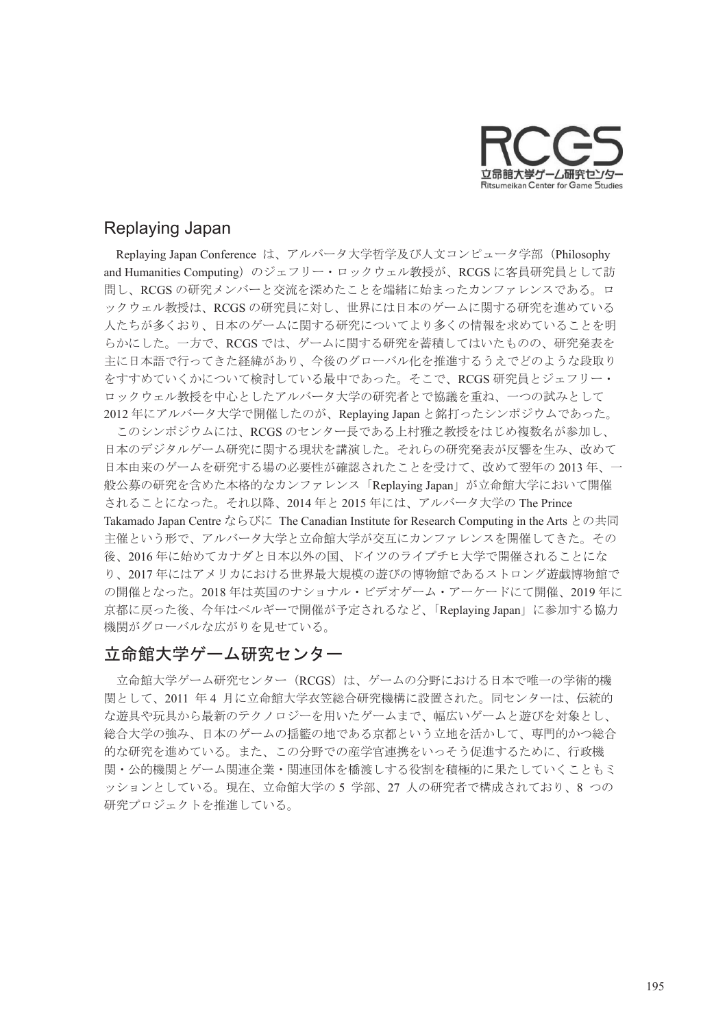## Replaying Japan

Replaying Japan Conference は、アルバータ大学哲学及び人文コンピュータ学部（Philosophy and Humanities Computing）のジェフリー・ロックウェル教授が、RCGS に客員研究員として訪問し、RCGS の研究メンバーと交流を深めたことを端緒に始まったカンファレンスである。ロックウェル教授は、RCGS の研究員に対し、世界には日本のゲームに関する研究を進めている人たちが多くおり、日本のゲームに関する研究についてより多くの情報を求めていることを明らかにした。一方で、RCGS では、ゲームに関する研究を蓄積してはいたものの、研究発表を主に日本語で行ってきた経緯があり、今後のグローバル化を推進するうえでどのような段取りをすすめていくかについて検討している最中であった。そこで、RCGS 研究員とジェフリー・ロックウェル教授を中心としたアルバータ大学の研究者とで協議を重ね、一つの試みとして 2012 年にアルバータ大学で開催したのが、Replaying Japan と銘打ったシンポジウムであった。

このシンポジウムには、RCGS のセンター長である上村雅之教授をはじめ複数名が参加し、日本のデジタルゲーム研究に関する現状を講演した。それらの研究発表が反響を生み、改めて日本由来のゲームを研究する場の必要性が確認されたことを受けて、改めて翌年の 2013 年、一般公募の研究を含めた本格的なカンファレンス「Replaying Japan」が立命館大学において開催されることになった。それ以降、2014 年と 2015 年には、アルバータ大学の The Prince Takamado Japan Centre ならびに The Canadian Institute for Research Computing in the Arts との共同主催という形で、アルバータ大学と立命館大学が交互にカンファレンスを開催してきた。その後、2016 年に始めてカナダと日本以外の国、ドイツのライプチヒ大学で開催されることになり、2017 年にはアメリカにおける世界最大規模の遊びの博物館であるストロング遊戯博物館での開催となった。2018 年は英国のナショナル・ビデオゲーム・アーケードにて開催、2019 年に京都に戻った後、今年はベルギーで開催が予定されるなど、「Replaying Japan」に参加する協力機関がグローバルな広がりを見せている。

## 立命館大学ゲーム研究センター

立命館大学ゲーム研究センター（RCGS）は、ゲームの分野における日本で唯一の学術的機関として、2011 年 4 月に立命館大学衣笠総合研究機構に設置された。同センターは、伝統的な遊具や玩具から最新のテクノロジーを用いたゲームまで、幅広いゲームと遊びを対象とし、総合大学の強み、日本のゲームの揺籃の地である京都という立地を活かして、専門的かつ総合的な研究を進めている。また、この分野での産学官連携をいっそう促進するために、行政機関・公的機関とゲーム関連企業・関連団体を橋渡しする役割を積極的に果たしていくこともミッションとしている。現在、立命館大学の 5 学部、27 人の研究者で構成されており、8 つの研究プロジェクトを推進している。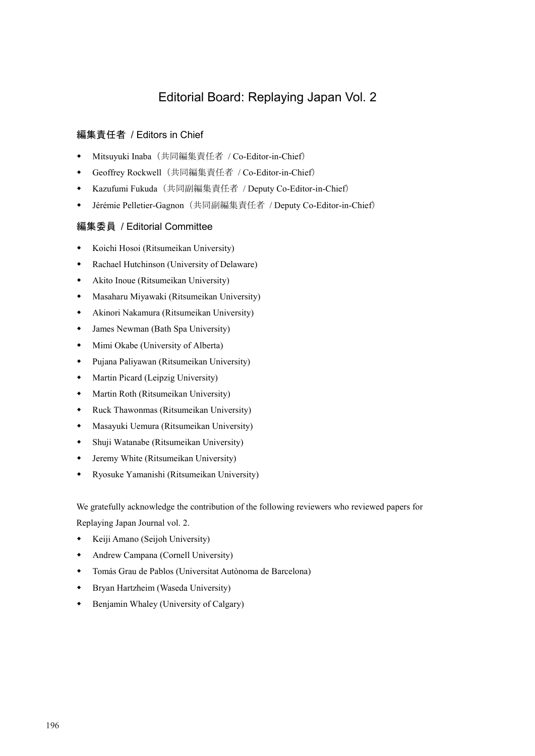# Editorial Board: Replaying Japan Vol. 2

## 編集責任者 / Editors in Chief

- Mitsuyuki Inaba（共同編集責任者 / Co-Editor-in-Chief）
- Geoffrey Rockwell（共同編集責任者 / Co-Editor-in-Chief）
- Kazufumi Fukuda（共同副編集責任者 / Deputy Co-Editor-in-Chief）
- Jérémie Pelletier-Gagnon（共同副編集責任者 / Deputy Co-Editor-in-Chief）

## 編集委員 / Editorial Committee

- Koichi Hosoi (Ritsumeikan University)
- Rachael Hutchinson (University of Delaware)
- Akito Inoue (Ritsumeikan University)
- Masaharu Miyawaki (Ritsumeikan University)
- Akinori Nakamura (Ritsumeikan University)
- James Newman (Bath Spa University)
- Mimi Okabe (University of Alberta)
- Pujana Paliyawan (Ritsumeikan University)
- Martin Picard (Leipzig University)
- Martin Roth (Ritsumeikan University)
- Ruck Thawonmas (Ritsumeikan University)
- Masayuki Uemura (Ritsumeikan University)
- Shuji Watanabe (Ritsumeikan University)
- Jeremy White (Ritsumeikan University)
- Ryosuke Yamanishi (Ritsumeikan University)

We gratefully acknowledge the contribution of the following reviewers who reviewed papers for Replaying Japan Journal vol. 2.

- Keiji Amano (Seijoh University)
- Andrew Campana (Cornell University)
- Tomás Grau de Pablos (Universitat Autònoma de Barcelona)
- Bryan Hartzheim (Waseda University)
- Benjamin Whaley (University of Calgary)